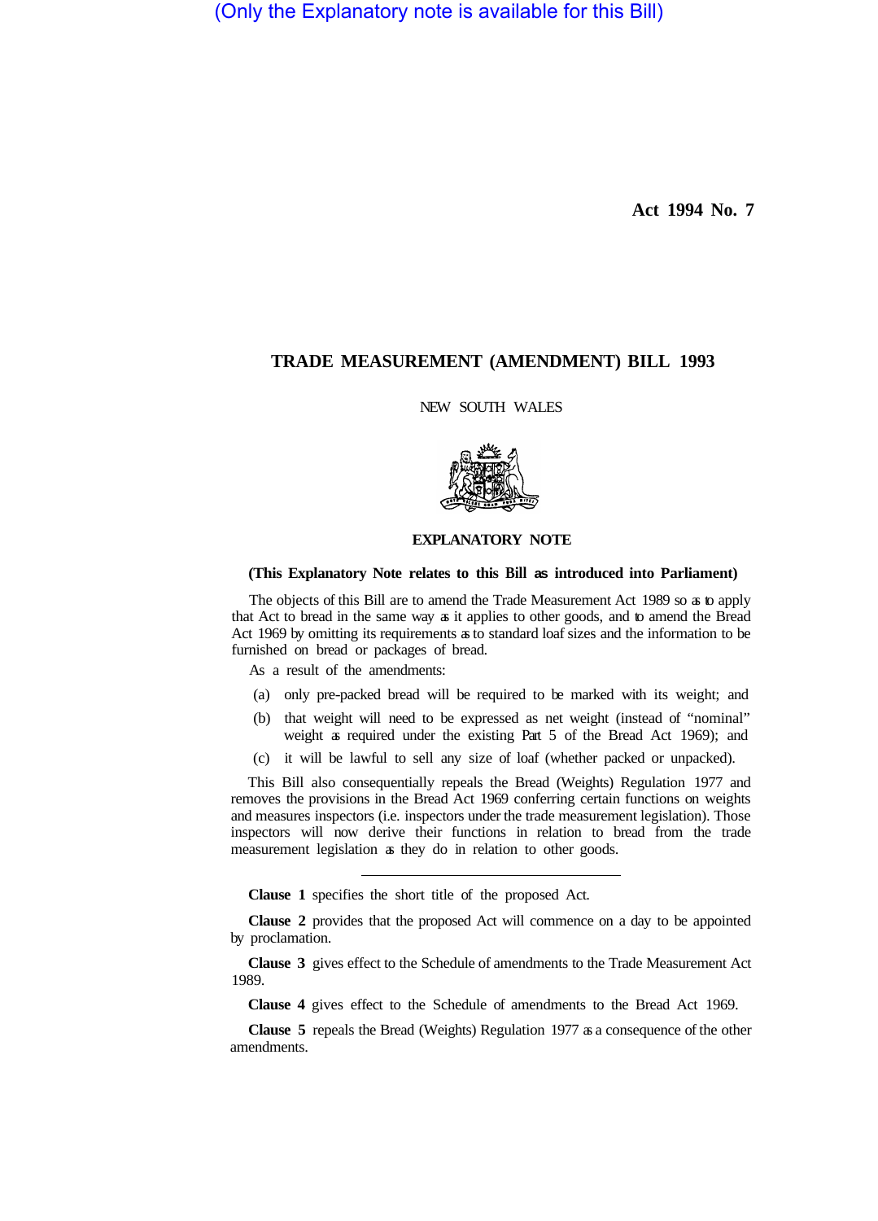(Only the Explanatory note is available for this Bill)

**Act 1994 No. 7**

# TRADE MEASUREMENT (AMENDMENT) BILL 1993

NEW SOUTH WALES

## EXPLANATORY NOTE

**(This Explanatory Note relates to this Bill as introduced into Parliament)**

The objects of this Bill are to amend the Trade Measurement Act 1989 so as to apply that Act to bread in the same way as it applies to other goods, and to amend the Bread Act 1969 by omitting its requirements as to standard loaf sizes and the information to be furnished on bread or packages of bread.

As a result of the amendments:

(a) only pre-packed bread will be required to be marked with its weight; and

(b) that weight will need to be expressed as net weight (instead of "nominal" weight as required under the existing Part 5 of the Bread Act 1969); and

(c) it will be lawful to sell any size of loaf (whether packed or unpacked).

This Bill also consequentially repeals the Bread (Weights) Regulation 1977 and removes the provisions in the Bread Act 1969 conferring certain functions on weights and measures inspectors (i.e. inspectors under the trade measurement legislation). Those inspectors will now derive their functions in relation to bread from the trade measurement legislation as they do in relation to other goods.

---

**Clause 1** specifies the short title of the proposed Act.

**Clause 2** provides that the proposed Act will commence on a day to be appointed by proclamation.

**Clause 3** gives effect to the Schedule of amendments to the Trade Measurement Act 1989.

**Clause 4** gives effect to the Schedule of amendments to the Bread Act 1969.

**Clause 5** repeals the Bread (Weights) Regulation 1977 as a consequence of the other amendments.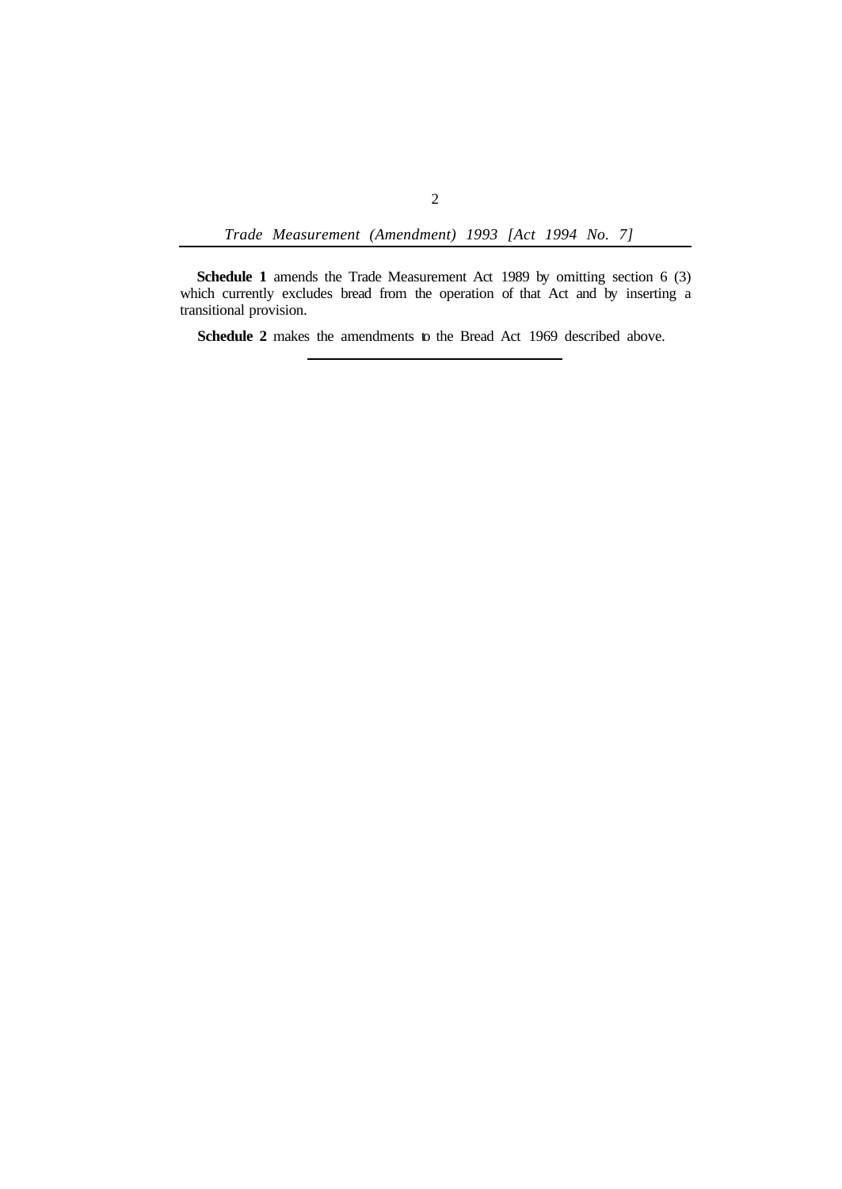**Schedule 1** amends the Trade Measurement Act 1989 by omitting section 6 (3) which currently excludes bread from the operation of that Act and by inserting a transitional provision.

**Schedule 2** makes the amendments to the Bread Act 1969 described above.